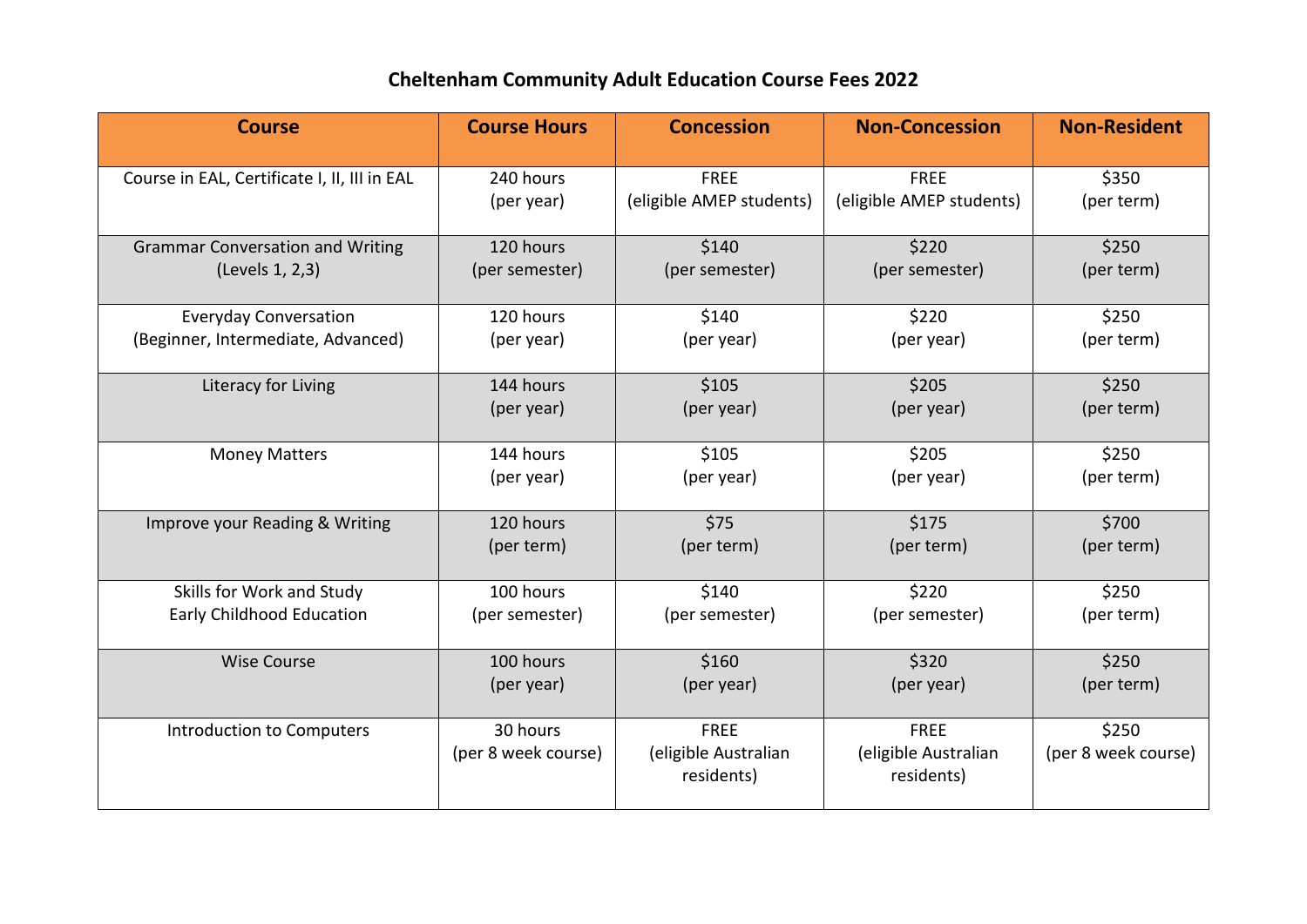# Cheltenham Community Adult Education Course Fees 2022

| Course | Course Hours | Concession | Non-Concession | Non-Resident |
| --- | --- | --- | --- | --- |
| Course in EAL, Certificate I, II, III in EAL | 240 hours (per year) | FREE (eligible AMEP students) | FREE (eligible AMEP students) | $350 (per term) |
| Grammar Conversation and Writing (Levels 1, 2,3) | 120 hours (per semester) | $140 (per semester) | $220 (per semester) | $250 (per term) |
| Everyday Conversation (Beginner, Intermediate, Advanced) | 120 hours (per year) | $140 (per year) | $220 (per year) | $250 (per term) |
| Literacy for Living | 144 hours (per year) | $105 (per year) | $205 (per year) | $250 (per term) |
| Money Matters | 144 hours (per year) | $105 (per year) | $205 (per year) | $250 (per term) |
| Improve your Reading & Writing | 120 hours (per term) | $75 (per term) | $175 (per term) | $700 (per term) |
| Skills for Work and Study Early Childhood Education | 100 hours (per semester) | $140 (per semester) | $220 (per semester) | $250 (per term) |
| Wise Course | 100 hours (per year) | $160 (per year) | $320 (per year) | $250 (per term) |
| Introduction to Computers | 30 hours (per 8 week course) | FREE (eligible Australian residents) | FREE (eligible Australian residents) | $250 (per 8 week course) |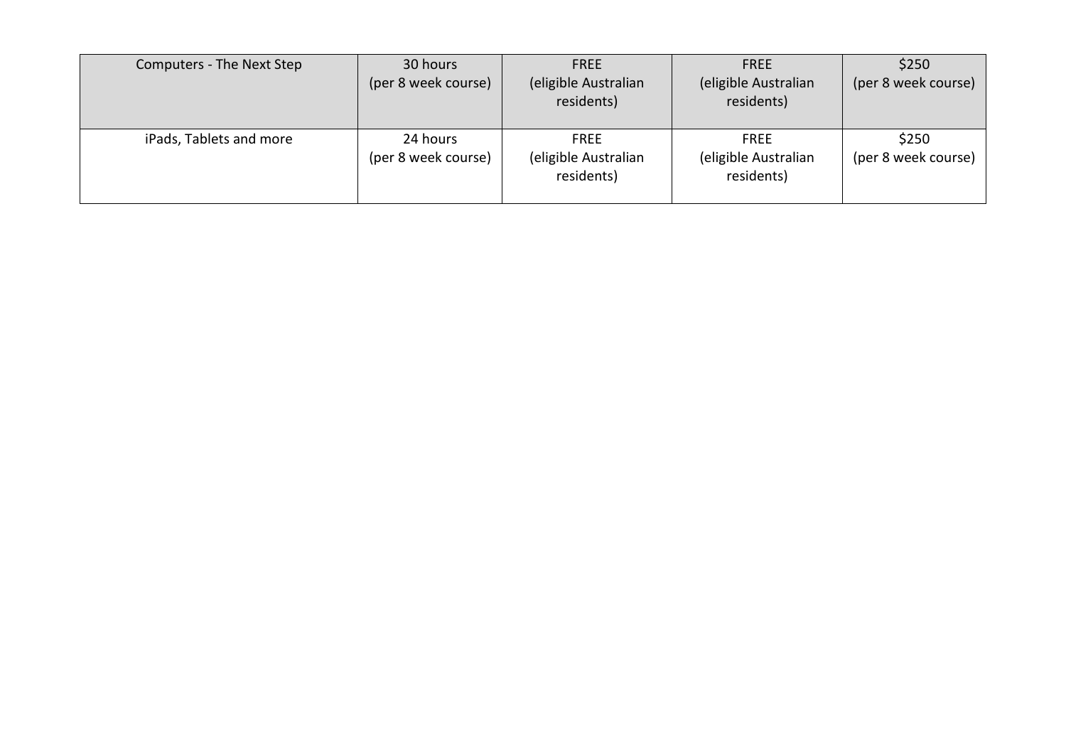| | | | | |
|---|---|---|---|---|
| Computers - The Next Step | 30 hours (per 8 week course) | FREE (eligible Australian residents) | FREE (eligible Australian residents) | $250 (per 8 week course) |
| iPads, Tablets and more | 24 hours (per 8 week course) | FREE (eligible Australian residents) | FREE (eligible Australian residents) | $250 (per 8 week course) |